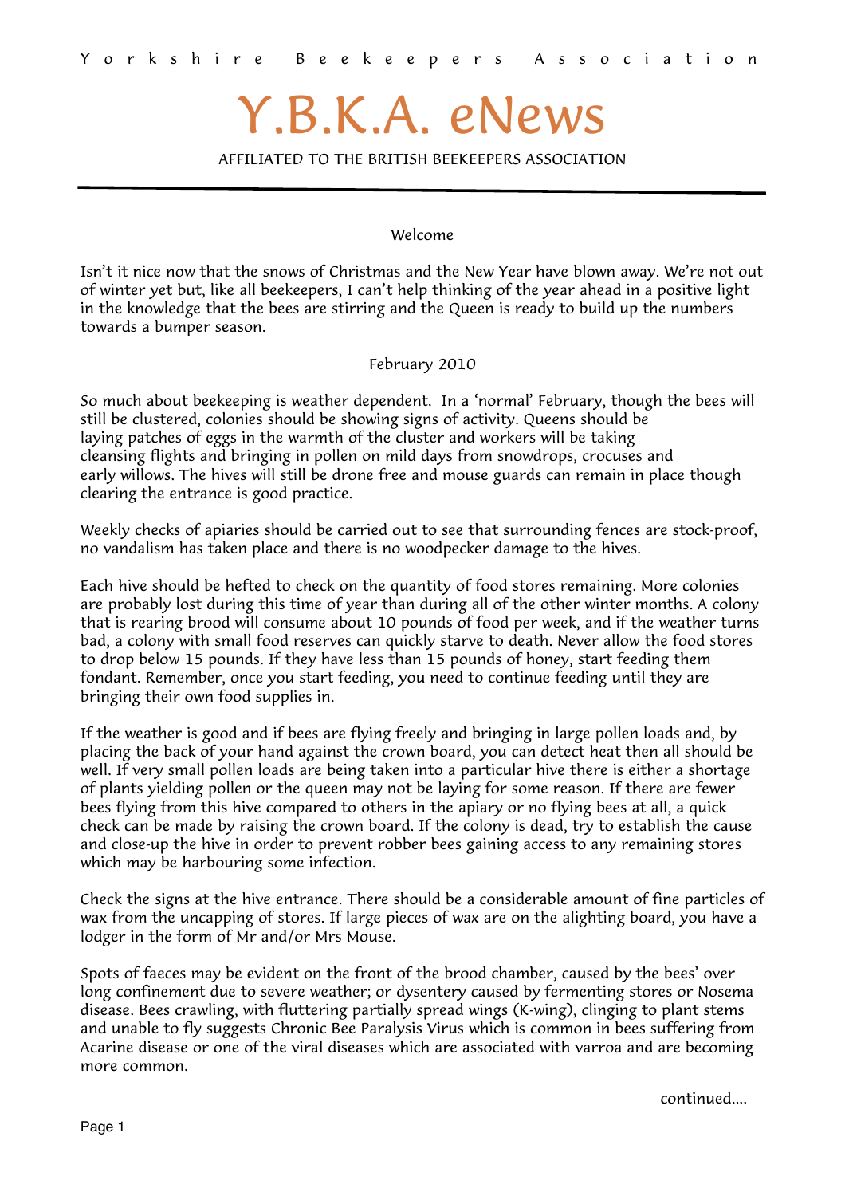Yorkshire Beekeepers Association

# Y.B.K.A. eNews

AFFILIATED TO THE BRITISH BEEKEEPERS ASSOCIATION

---

## Welcome

Isn't it nice now that the snows of Christmas and the New Year have blown away. We're not out of winter yet but, like all beekeepers, I can't help thinking of the year ahead in a positive light in the knowledge that the bees are stirring and the Queen is ready to build up the numbers towards a bumper season.

## February 2010

So much about beekeeping is weather dependent. In a 'normal' February, though the bees will still be clustered, colonies should be showing signs of activity. Queens should be laying patches of eggs in the warmth of the cluster and workers will be taking cleansing flights and bringing in pollen on mild days from snowdrops, crocuses and early willows. The hives will still be drone free and mouse guards can remain in place though clearing the entrance is good practice.

Weekly checks of apiaries should be carried out to see that surrounding fences are stock-proof, no vandalism has taken place and there is no woodpecker damage to the hives.

Each hive should be hefted to check on the quantity of food stores remaining. More colonies are probably lost during this time of year than during all of the other winter months. A colony that is rearing brood will consume about 10 pounds of food per week, and if the weather turns bad, a colony with small food reserves can quickly starve to death. Never allow the food stores to drop below 15 pounds. If they have less than 15 pounds of honey, start feeding them fondant. Remember, once you start feeding, you need to continue feeding until they are bringing their own food supplies in.

If the weather is good and if bees are flying freely and bringing in large pollen loads and, by placing the back of your hand against the crown board, you can detect heat then all should be well. If very small pollen loads are being taken into a particular hive there is either a shortage of plants yielding pollen or the queen may not be laying for some reason. If there are fewer bees flying from this hive compared to others in the apiary or no flying bees at all, a quick check can be made by raising the crown board. If the colony is dead, try to establish the cause and close-up the hive in order to prevent robber bees gaining access to any remaining stores which may be harbouring some infection.

Check the signs at the hive entrance. There should be a considerable amount of fine particles of wax from the uncapping of stores. If large pieces of wax are on the alighting board, you have a lodger in the form of Mr and/or Mrs Mouse.

Spots of faeces may be evident on the front of the brood chamber, caused by the bees' over long confinement due to severe weather; or dysentery caused by fermenting stores or Nosema disease. Bees crawling, with fluttering partially spread wings (K-wing), clinging to plant stems and unable to fly suggests Chronic Bee Paralysis Virus which is common in bees suffering from Acarine disease or one of the viral diseases which are associated with varroa and are becoming more common.

continued....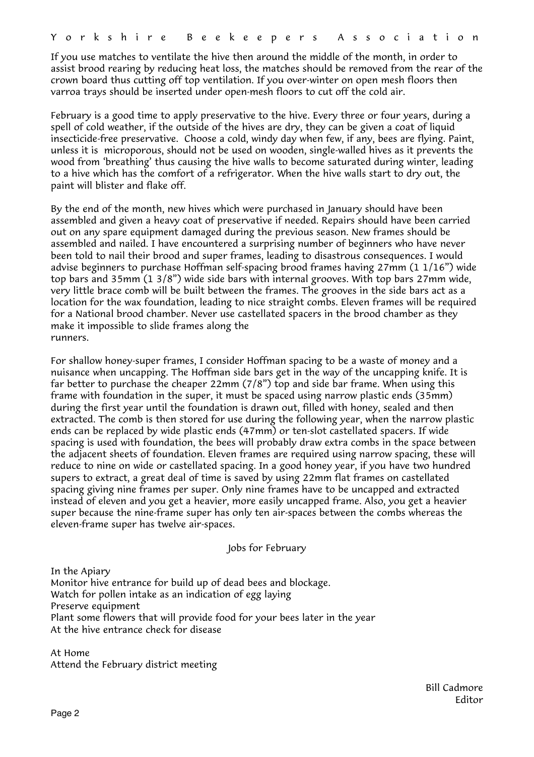If you use matches to ventilate the hive then around the middle of the month, in order to assist brood rearing by reducing heat loss, the matches should be removed from the rear of the crown board thus cutting off top ventilation. If you over-winter on open mesh floors then varroa trays should be inserted under open-mesh floors to cut off the cold air.

February is a good time to apply preservative to the hive. Every three or four years, during a spell of cold weather, if the outside of the hives are dry, they can be given a coat of liquid insecticide-free preservative. Choose a cold, windy day when few, if any, bees are flying. Paint, unless it is microporous, should not be used on wooden, single-walled hives as it prevents the wood from 'breathing' thus causing the hive walls to become saturated during winter, leading to a hive which has the comfort of a refrigerator. When the hive walls start to dry out, the paint will blister and flake off.

By the end of the month, new hives which were purchased in January should have been assembled and given a heavy coat of preservative if needed. Repairs should have been carried out on any spare equipment damaged during the previous season. New frames should be assembled and nailed. I have encountered a surprising number of beginners who have never been told to nail their brood and super frames, leading to disastrous consequences. I would advise beginners to purchase Hoffman self-spacing brood frames having 27mm (1 1/16") wide top bars and 35mm (1 3/8") wide side bars with internal grooves. With top bars 27mm wide, very little brace comb will be built between the frames. The grooves in the side bars act as a location for the wax foundation, leading to nice straight combs. Eleven frames will be required for a National brood chamber. Never use castellated spacers in the brood chamber as they make it impossible to slide frames along the runners.

For shallow honey-super frames, I consider Hoffman spacing to be a waste of money and a nuisance when uncapping. The Hoffman side bars get in the way of the uncapping knife. It is far better to purchase the cheaper 22mm (7/8") top and side bar frame. When using this frame with foundation in the super, it must be spaced using narrow plastic ends (35mm) during the first year until the foundation is drawn out, filled with honey, sealed and then extracted. The comb is then stored for use during the following year, when the narrow plastic ends can be replaced by wide plastic ends (47mm) or ten-slot castellated spacers. If wide spacing is used with foundation, the bees will probably draw extra combs in the space between the adjacent sheets of foundation. Eleven frames are required using narrow spacing, these will reduce to nine on wide or castellated spacing. In a good honey year, if you have two hundred supers to extract, a great deal of time is saved by using 22mm flat frames on castellated spacing giving nine frames per super. Only nine frames have to be uncapped and extracted instead of eleven and you get a heavier, more easily uncapped frame. Also, you get a heavier super because the nine-frame super has only ten air-spaces between the combs whereas the eleven-frame super has twelve air-spaces.

## Jobs for February

In the Apiary

- Monitor hive entrance for build up of dead bees and blockage.
- Watch for pollen intake as an indication of egg laying
- Preserve equipment
- Plant some flowers that will provide food for your bees later in the year
- At the hive entrance check for disease

At Home

- Attend the February district meeting

Bill Cadmore
Editor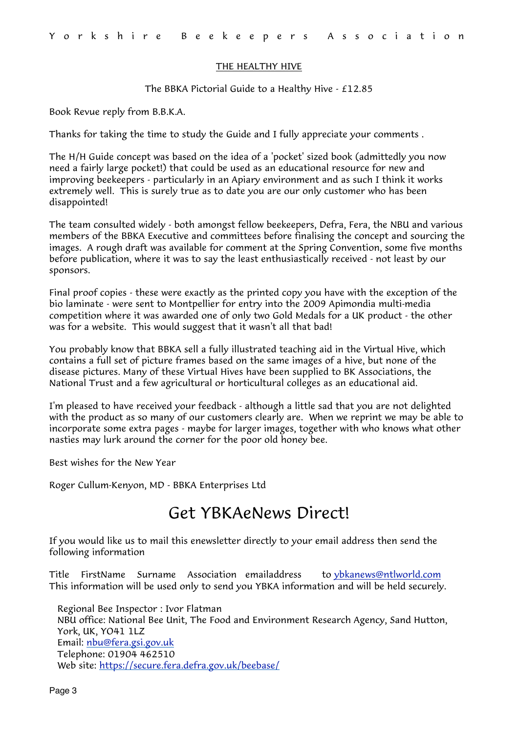## THE HEALTHY HIVE

The BBKA Pictorial Guide to a Healthy Hive - £12.85

Book Revue reply from B.B.K.A.

Thanks for taking the time to study the Guide and I fully appreciate your comments .

The H/H Guide concept was based on the idea of a 'pocket' sized book (admittedly you now need a fairly large pocket!) that could be used as an educational resource for new and improving beekeepers - particularly in an Apiary environment and as such I think it works extremely well. This is surely true as to date you are our only customer who has been disappointed!

The team consulted widely - both amongst fellow beekeepers, Defra, Fera, the NBU and various members of the BBKA Executive and committees before finalising the concept and sourcing the images. A rough draft was available for comment at the Spring Convention, some five months before publication, where it was to say the least enthusiastically received - not least by our sponsors.

Final proof copies - these were exactly as the printed copy you have with the exception of the bio laminate - were sent to Montpellier for entry into the 2009 Apimondia multi-media competition where it was awarded one of only two Gold Medals for a UK product - the other was for a website. This would suggest that it wasn't all that bad!

You probably know that BBKA sell a fully illustrated teaching aid in the Virtual Hive, which contains a full set of picture frames based on the same images of a hive, but none of the disease pictures. Many of these Virtual Hives have been supplied to BK Associations, the National Trust and a few agricultural or horticultural colleges as an educational aid.

I'm pleased to have received your feedback - although a little sad that you are not delighted with the product as so many of our customers clearly are. When we reprint we may be able to incorporate some extra pages - maybe for larger images, together with who knows what other nasties may lurk around the corner for the poor old honey bee.

Best wishes for the New Year

Roger Cullum-Kenyon, MD - BBKA Enterprises Ltd

# Get YBKAeNews Direct!

If you would like us to mail this enewsletter directly to your email address then send the following information

Title FirstName Surname Association emailaddress to ybkanews@ntlworld.com
This information will be used only to send you YBKA information and will be held securely.

Regional Bee Inspector : Ivor Flatman
NBU office: National Bee Unit, The Food and Environment Research Agency, Sand Hutton, York, UK, YO41 1LZ
Email: nbu@fera.gsi.gov.uk
Telephone: 01904 462510
Web site: https://secure.fera.defra.gov.uk/beebase/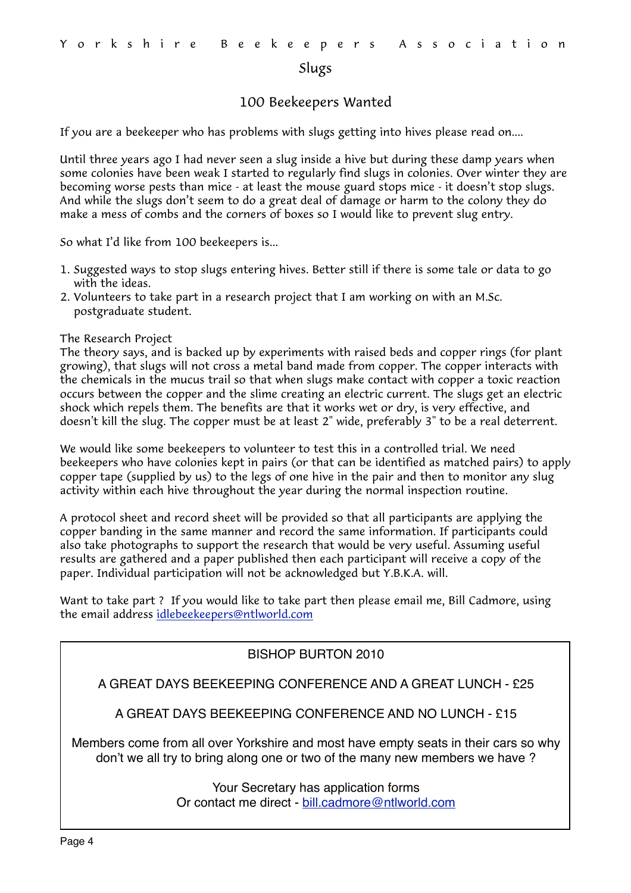## Slugs

### 100 Beekeepers Wanted

If you are a beekeeper who has problems with slugs getting into hives please read on....

Until three years ago I had never seen a slug inside a hive but during these damp years when some colonies have been weak I started to regularly find slugs in colonies. Over winter they are becoming worse pests than mice - at least the mouse guard stops mice - it doesn't stop slugs. And while the slugs don't seem to do a great deal of damage or harm to the colony they do make a mess of combs and the corners of boxes so I would like to prevent slug entry.

So what I'd like from 100 beekeepers is...

1. Suggested ways to stop slugs entering hives. Better still if there is some tale or data to go with the ideas.
2. Volunteers to take part in a research project that I am working on with an M.Sc. postgraduate student.

The Research Project

The theory says, and is backed up by experiments with raised beds and copper rings (for plant growing), that slugs will not cross a metal band made from copper. The copper interacts with the chemicals in the mucus trail so that when slugs make contact with copper a toxic reaction occurs between the copper and the slime creating an electric current. The slugs get an electric shock which repels them. The benefits are that it works wet or dry, is very effective, and doesn't kill the slug. The copper must be at least 2" wide, preferably 3" to be a real deterrent.

We would like some beekeepers to volunteer to test this in a controlled trial. We need beekeepers who have colonies kept in pairs (or that can be identified as matched pairs) to apply copper tape (supplied by us) to the legs of one hive in the pair and then to monitor any slug activity within each hive throughout the year during the normal inspection routine.

A protocol sheet and record sheet will be provided so that all participants are applying the copper banding in the same manner and record the same information. If participants could also take photographs to support the research that would be very useful. Assuming useful results are gathered and a paper published then each participant will receive a copy of the paper. Individual participation will not be acknowledged but Y.B.K.A. will.

Want to take part ? If you would like to take part then please email me, Bill Cadmore, using the email address idlebeekeepers@ntlworld.com

---

BISHOP BURTON 2010

A GREAT DAYS BEEKEEPING CONFERENCE AND A GREAT LUNCH - £25

A GREAT DAYS BEEKEEPING CONFERENCE AND NO LUNCH - £15

Members come from all over Yorkshire and most have empty seats in their cars so why don't we all try to bring along one or two of the many new members we have ?

Your Secretary has application forms
Or contact me direct - bill.cadmore@ntlworld.com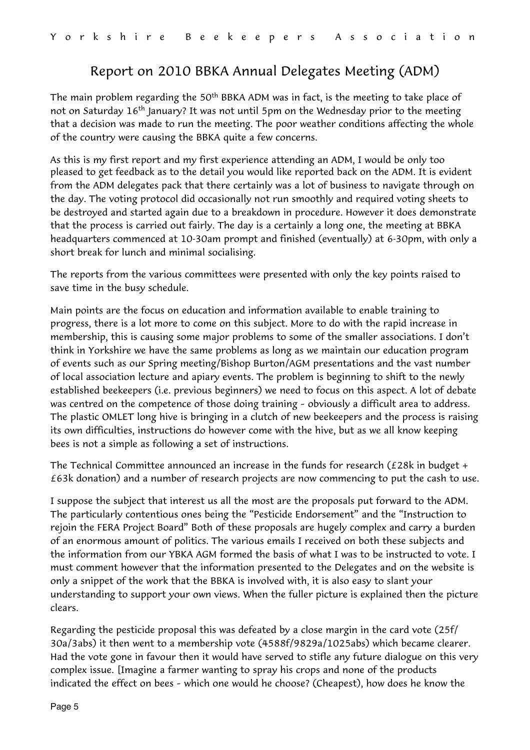# Report on 2010 BBKA Annual Delegates Meeting (ADM)

The main problem regarding the 50th BBKA ADM was in fact, is the meeting to take place of not on Saturday 16th January? It was not until 5pm on the Wednesday prior to the meeting that a decision was made to run the meeting. The poor weather conditions affecting the whole of the country were causing the BBKA quite a few concerns.

As this is my first report and my first experience attending an ADM, I would be only too pleased to get feedback as to the detail you would like reported back on the ADM. It is evident from the ADM delegates pack that there certainly was a lot of business to navigate through on the day. The voting protocol did occasionally not run smoothly and required voting sheets to be destroyed and started again due to a breakdown in procedure. However it does demonstrate that the process is carried out fairly. The day is a certainly a long one, the meeting at BBKA headquarters commenced at 10-30am prompt and finished (eventually) at 6-30pm, with only a short break for lunch and minimal socialising.

The reports from the various committees were presented with only the key points raised to save time in the busy schedule.

Main points are the focus on education and information available to enable training to progress, there is a lot more to come on this subject. More to do with the rapid increase in membership, this is causing some major problems to some of the smaller associations. I don't think in Yorkshire we have the same problems as long as we maintain our education program of events such as our Spring meeting/Bishop Burton/AGM presentations and the vast number of local association lecture and apiary events. The problem is beginning to shift to the newly established beekeepers (i.e. previous beginners) we need to focus on this aspect. A lot of debate was centred on the competence of those doing training - obviously a difficult area to address. The plastic OMLET long hive is bringing in a clutch of new beekeepers and the process is raising its own difficulties, instructions do however come with the hive, but as we all know keeping bees is not a simple as following a set of instructions.

The Technical Committee announced an increase in the funds for research (£28k in budget + £63k donation) and a number of research projects are now commencing to put the cash to use.

I suppose the subject that interest us all the most are the proposals put forward to the ADM. The particularly contentious ones being the "Pesticide Endorsement" and the "Instruction to rejoin the FERA Project Board" Both of these proposals are hugely complex and carry a burden of an enormous amount of politics. The various emails I received on both these subjects and the information from our YBKA AGM formed the basis of what I was to be instructed to vote. I must comment however that the information presented to the Delegates and on the website is only a snippet of the work that the BBKA is involved with, it is also easy to slant your understanding to support your own views. When the fuller picture is explained then the picture clears.

Regarding the pesticide proposal this was defeated by a close margin in the card vote (25f/30a/3abs) it then went to a membership vote (4588f/9829a/1025abs) which became clearer. Had the vote gone in favour then it would have served to stifle any future dialogue on this very complex issue. [Imagine a farmer wanting to spray his crops and none of the products indicated the effect on bees - which one would he choose? (Cheapest), how does he know the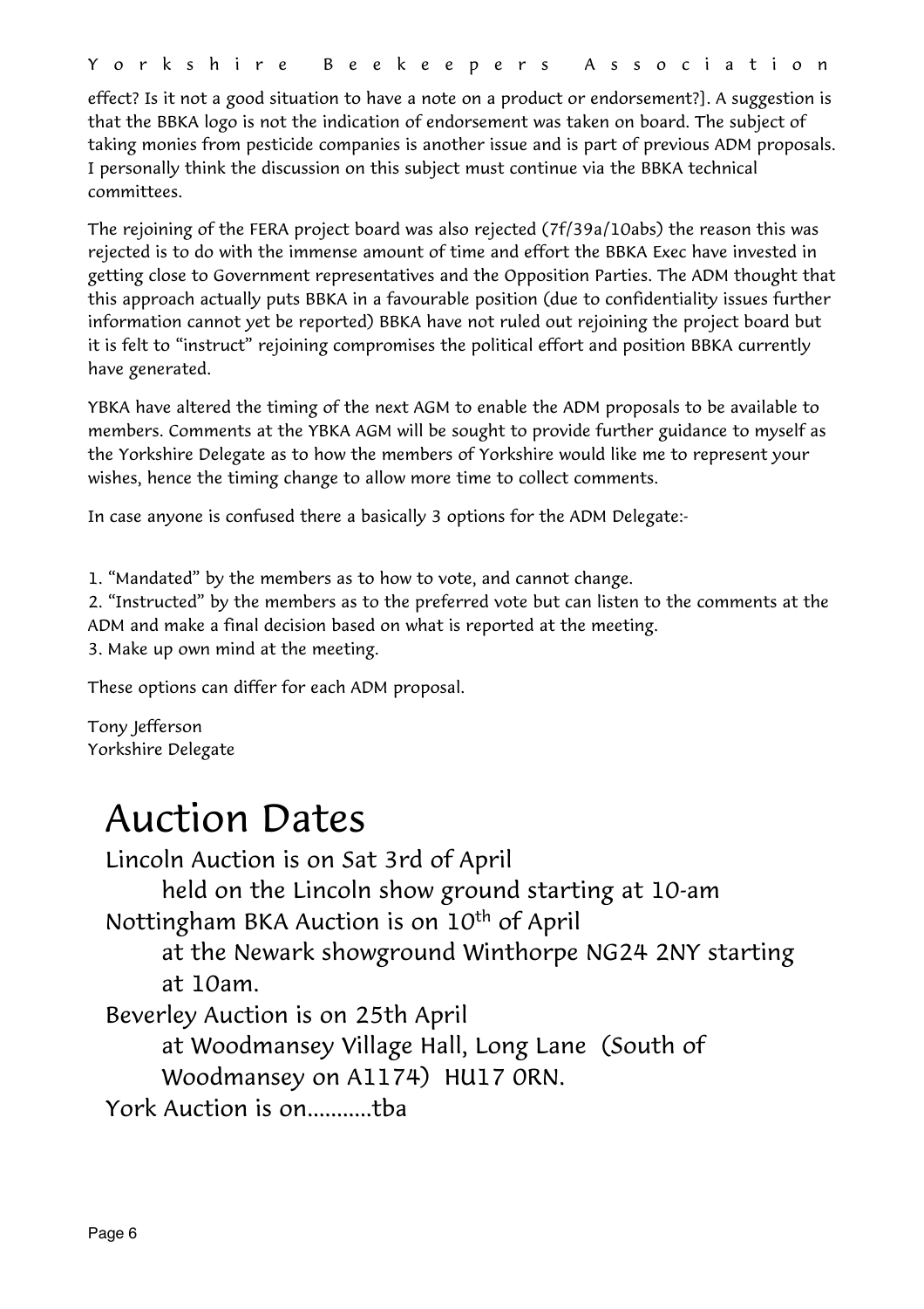effect? Is it not a good situation to have a note on a product or endorsement?]. A suggestion is that the BBKA logo is not the indication of endorsement was taken on board. The subject of taking monies from pesticide companies is another issue and is part of previous ADM proposals. I personally think the discussion on this subject must continue via the BBKA technical committees.

The rejoining of the FERA project board was also rejected (7f/39a/10abs) the reason this was rejected is to do with the immense amount of time and effort the BBKA Exec have invested in getting close to Government representatives and the Opposition Parties. The ADM thought that this approach actually puts BBKA in a favourable position (due to confidentiality issues further information cannot yet be reported) BBKA have not ruled out rejoining the project board but it is felt to "instruct" rejoining compromises the political effort and position BBKA currently have generated.

YBKA have altered the timing of the next AGM to enable the ADM proposals to be available to members. Comments at the YBKA AGM will be sought to provide further guidance to myself as the Yorkshire Delegate as to how the members of Yorkshire would like me to represent your wishes, hence the timing change to allow more time to collect comments.

In case anyone is confused there a basically 3 options for the ADM Delegate:-

1. "Mandated" by the members as to how to vote, and cannot change.
2. "Instructed" by the members as to the preferred vote but can listen to the comments at the ADM and make a final decision based on what is reported at the meeting.
3. Make up own mind at the meeting.

These options can differ for each ADM proposal.

Tony Jefferson
Yorkshire Delegate

# Auction Dates

Lincoln Auction is on Sat 3rd of April
held on the Lincoln show ground starting at 10-am

Nottingham BKA Auction is on 10th of April
at the Newark showground Winthorpe NG24 2NY starting at 10am.

Beverley Auction is on 25th April
at Woodmansey Village Hall, Long Lane (South of Woodmansey on A1174) HU17 0RN.

York Auction is on...........tba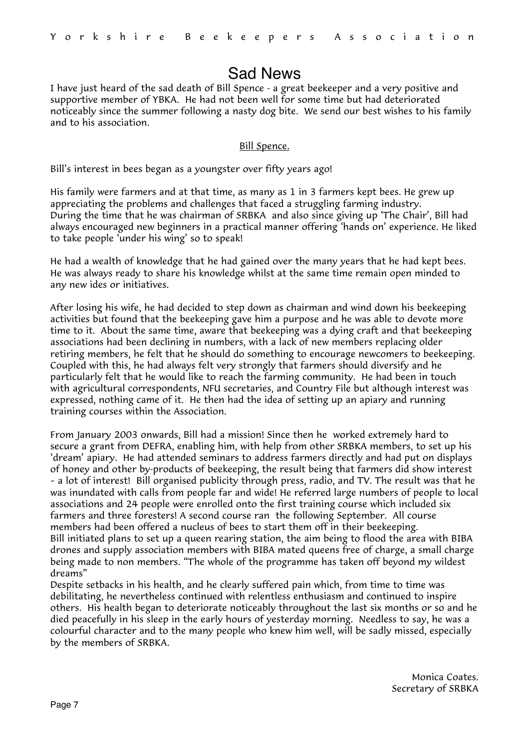# Sad News

I have just heard of the sad death of Bill Spence - a great beekeeper and a very positive and supportive member of YBKA. He had not been well for some time but had deteriorated noticeably since the summer following a nasty dog bite. We send our best wishes to his family and to his association.

<u>Bill Spence.</u>

Bill's interest in bees began as a youngster over fifty years ago!

His family were farmers and at that time, as many as 1 in 3 farmers kept bees. He grew up appreciating the problems and challenges that faced a struggling farming industry.
During the time that he was chairman of SRBKA and also since giving up 'The Chair', Bill had always encouraged new beginners in a practical manner offering 'hands on' experience. He liked to take people 'under his wing' so to speak!

He had a wealth of knowledge that he had gained over the many years that he had kept bees. He was always ready to share his knowledge whilst at the same time remain open minded to any new ides or initiatives.

After losing his wife, he had decided to step down as chairman and wind down his beekeeping activities but found that the beekeeping gave him a purpose and he was able to devote more time to it. About the same time, aware that beekeeping was a dying craft and that beekeeping associations had been declining in numbers, with a lack of new members replacing older retiring members, he felt that he should do something to encourage newcomers to beekeeping. Coupled with this, he had always felt very strongly that farmers should diversify and he particularly felt that he would like to reach the farming community. He had been in touch with agricultural correspondents, NFU secretaries, and Country File but although interest was expressed, nothing came of it. He then had the idea of setting up an apiary and running training courses within the Association.

From January 2003 onwards, Bill had a mission! Since then he worked extremely hard to secure a grant from DEFRA, enabling him, with help from other SRBKA members, to set up his 'dream' apiary. He had attended seminars to address farmers directly and had put on displays of honey and other by-products of beekeeping, the result being that farmers did show interest - a lot of interest! Bill organised publicity through press, radio, and TV. The result was that he was inundated with calls from people far and wide! He referred large numbers of people to local associations and 24 people were enrolled onto the first training course which included six farmers and three foresters! A second course ran the following September. All course members had been offered a nucleus of bees to start them off in their beekeeping.
Bill initiated plans to set up a queen rearing station, the aim being to flood the area with BIBA drones and supply association members with BIBA mated queens free of charge, a small charge being made to non members. "The whole of the programme has taken off beyond my wildest dreams"
Despite setbacks in his health, and he clearly suffered pain which, from time to time was debilitating, he nevertheless continued with relentless enthusiasm and continued to inspire others. His health began to deteriorate noticeably throughout the last six months or so and he died peacefully in his sleep in the early hours of yesterday morning. Needless to say, he was a colourful character and to the many people who knew him well, will be sadly missed, especially by the members of SRBKA.

Monica Coates.
Secretary of SRBKA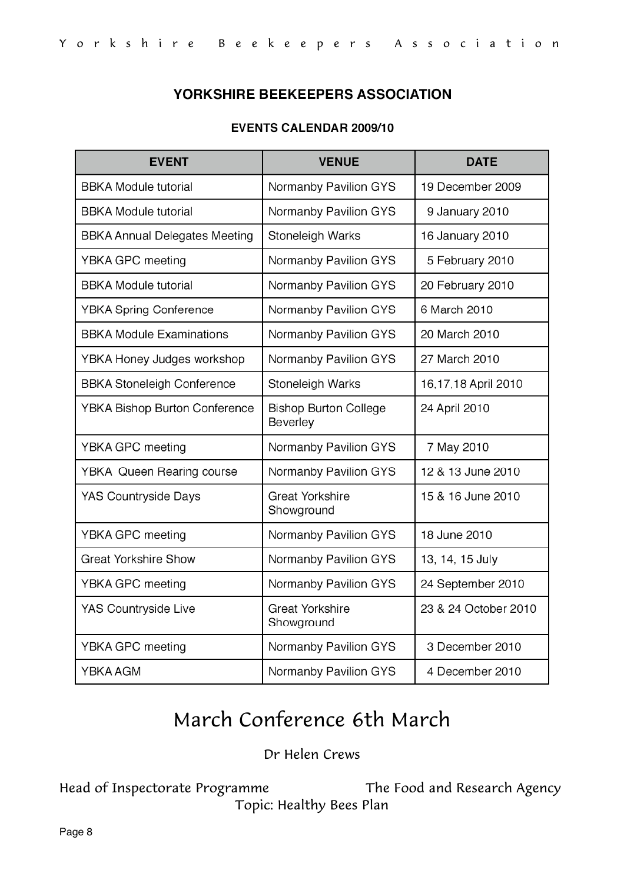## YORKSHIRE BEEKEEPERS ASSOCIATION

### EVENTS CALENDAR 2009/10

| EVENT | VENUE | DATE |
|---|---|---|
| BBKA Module tutorial | Normanby Pavilion GYS | 19 December 2009 |
| BBKA Module tutorial | Normanby Pavilion GYS | 9 January 2010 |
| BBKA Annual Delegates Meeting | Stoneleigh Warks | 16 January 2010 |
| YBKA GPC meeting | Normanby Pavilion GYS | 5 February 2010 |
| BBKA Module tutorial | Normanby Pavilion GYS | 20 February 2010 |
| YBKA Spring Conference | Normanby Pavilion GYS | 6 March 2010 |
| BBKA Module Examinations | Normanby Pavilion GYS | 20 March 2010 |
| YBKA Honey Judges workshop | Normanby Pavilion GYS | 27 March 2010 |
| BBKA Stoneleigh Conference | Stoneleigh Warks | 16,17,18 April 2010 |
| YBKA Bishop Burton Conference | Bishop Burton College Beverley | 24 April 2010 |
| YBKA GPC meeting | Normanby Pavilion GYS | 7 May 2010 |
| YBKA Queen Rearing course | Normanby Pavilion GYS | 12 & 13 June 2010 |
| YAS Countryside Days | Great Yorkshire Showground | 15 & 16 June 2010 |
| YBKA GPC meeting | Normanby Pavilion GYS | 18 June 2010 |
| Great Yorkshire Show | Normanby Pavilion GYS | 13, 14, 15 July |
| YBKA GPC meeting | Normanby Pavilion GYS | 24 September 2010 |
| YAS Countryside Live | Great Yorkshire Showground | 23 & 24 October 2010 |
| YBKA GPC meeting | Normanby Pavilion GYS | 3 December 2010 |
| YBKA AGM | Normanby Pavilion GYS | 4 December 2010 |

# March Conference 6th March

Dr Helen Crews

Head of Inspectorate Programme — The Food and Research Agency

Topic: Healthy Bees Plan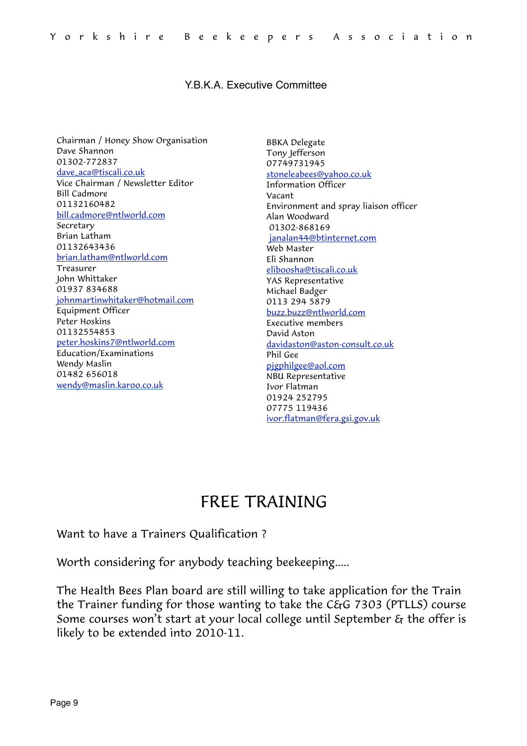## Y.B.K.A. Executive Committee

Chairman / Honey Show Organisation
Dave Shannon
01302-772837
dave_aca@tiscali.co.uk

Vice Chairman / Newsletter Editor
Bill Cadmore
01132160482
bill.cadmore@ntlworld.com

Secretary
Brian Latham
01132643436
brian.latham@ntlworld.com

Treasurer
John Whittaker
01937 834688
johnmartinwhitaker@hotmail.com

Equipment Officer
Peter Hoskins
01132554853
peter.hoskins7@ntlworld.com

Education/Examinations
Wendy Maslin
01482 656018
wendy@maslin.karoo.co.uk

BBKA Delegate
Tony Jefferson
07749731945
stoneleabees@yahoo.co.uk

Information Officer
Vacant

Environment and spray liaison officer
Alan Woodward
01302-868169
janalan44@btinternet.com

Web Master
Eli Shannon
eliboosha@tiscali.co.uk

YAS Representative
Michael Badger
0113 294 5879
buzz.buzz@ntlworld.com

Executive members
David Aston
davidaston@aston-consult.co.uk
Phil Gee
pjgphilgee@aol.com

NBU Representative
Ivor Flatman
01924 252795
07775 119436
ivor.flatman@fera.gsi.gov.uk

# FREE TRAINING

Want to have a Trainers Qualification ?

Worth considering for anybody teaching beekeeping.....

The Health Bees Plan board are still willing to take application for the Train the Trainer funding for those wanting to take the C&G 7303 (PTLLS) course Some courses won't start at your local college until September & the offer is likely to be extended into 2010-11.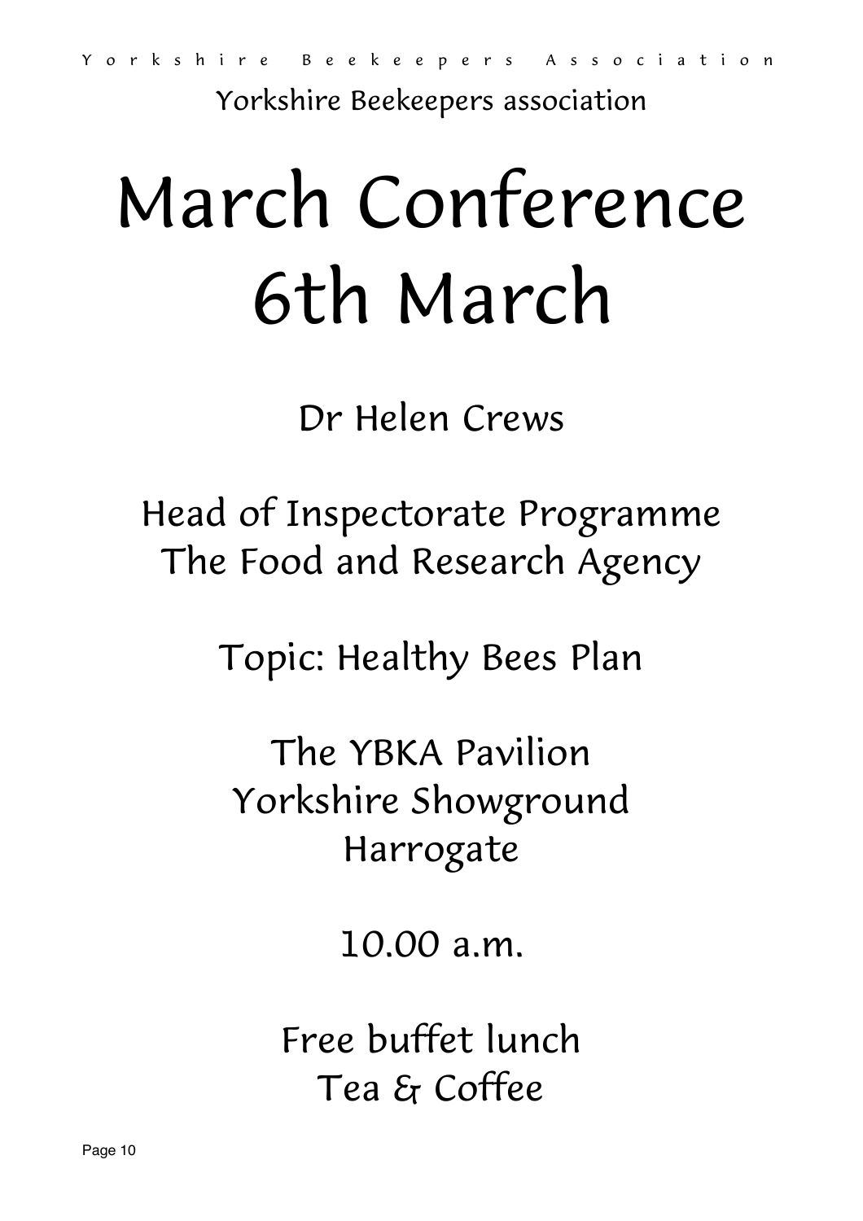Yorkshire Beekeepers association

# March Conference 6th March

Dr Helen Crews

Head of Inspectorate Programme
The Food and Research Agency

Topic: Healthy Bees Plan

The YBKA Pavilion
Yorkshire Showground
Harrogate

10.00 a.m.

Free buffet lunch
Tea & Coffee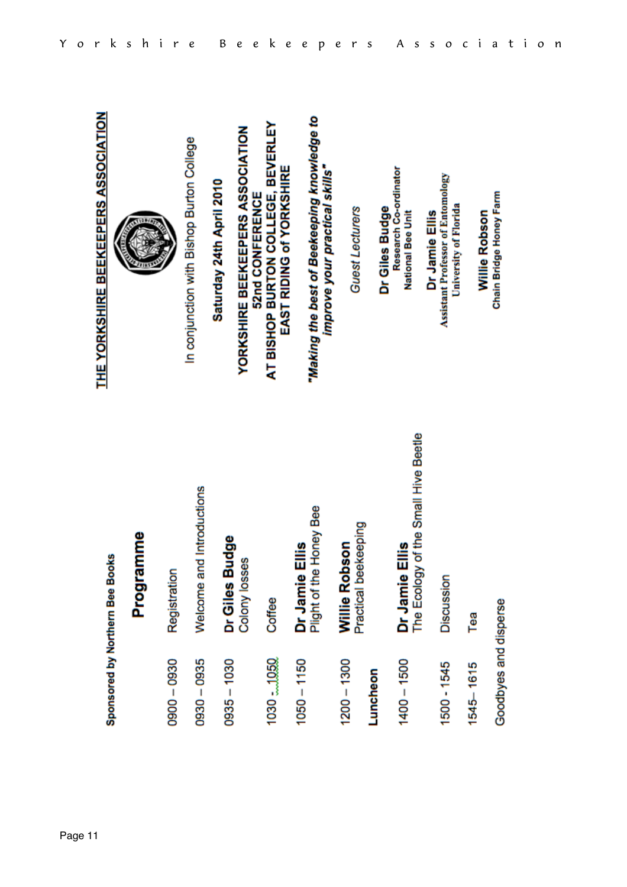# THE YORKSHIRE BEEKEEPERS ASSOCIATION

In conjunction with Bishop Burton College

**Saturday 24th April 2010**

**YORKSHIRE BEEKEEPERS ASSOCIATION**
**52nd CONFERENCE**
**AT BISHOP BURTON COLLEGE, BEVERLEY**
**EAST RIDING of YORKSHIRE**

***"Making the best of Beekeeping knowledge to improve your practical skills"***

*Guest Lecturers*

**Dr Giles Budge**
Research Co-ordinator
National Bee Unit

**Dr Jamie Ellis**
Assistant Professor of Entomology
University of Florida

**Willie Robson**
Chain Bridge Honey Farm

**Sponsored by Northern Bee Books**

## Programme

| | |
|---|---|
| 0900 – 0930 | Registration |
| 0930 – 0935 | Welcome and Introductions |
| 0935 – 1030 | **Dr Giles Budge**<br>Colony losses |
| 1030 - 1050 | Coffee |
| 1050 – 1150 | **Dr Jamie Ellis**<br>Plight of the Honey Bee |
| 1200 – 1300 | **Willie Robson**<br>Practical beekeeping |
| **Luncheon** | |
| 1400 – 1500 | **Dr Jamie Ellis**<br>The Ecology of the Small Hive Beetle |
| 1500 - 1545 | Discussion |
| 1545– 1615 | Tea |
| Goodbyes and disperse | |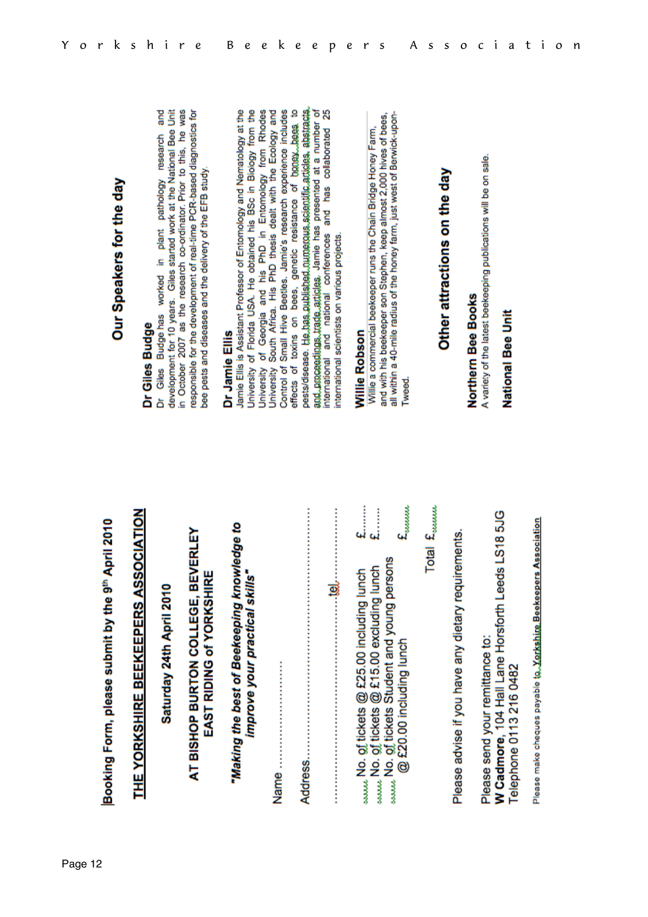Booking Form, please submit by the 9th April 2010

## THE YORKSHIRE BEEKEEPERS ASSOCIATION

Saturday 24th April 2010

**AT BISHOP BURTON COLLEGE, BEVERLEY EAST RIDING of YORKSHIRE**

***"Making the best of Beekeeping knowledge to improve your practical skills"***

Name ..............................

Address..............................

..............................tel..............................

...... No. of tickets @ £25.00 including lunch £.......
...... No. of tickets @ £15.00 excluding lunch £.......
...... No. of tickets Student and young persons @ £20.00 including lunch £.......

Total £.......

Please advise if you have any dietary requirements.

Please send your remittance to:
**W Cadmore**, 104 Hall Lane Horsforth Leeds LS18 5JG
Telephone 0113 216 0482

Please make cheques payable to Yorkshire Beekeepers Association

## Our Speakers for the day

### Dr Giles Budge

Dr Giles Budge has worked in plant pathology research and development for 10 years. Giles started work at the National Bee Unit in October 2007 as the research co-ordinator. Prior to this, he was responsible for the development of real-time PCR-based diagnostics for bee pests and diseases and the delivery of the EFB study.

### Dr Jamie Ellis

Jamie Ellis is Assistant Professor of Entomology and Nematology at the University of Florida USA. He obtained his BSc in Biology from the University of Georgia and his PhD in Entomology from Rhodes University South Africa. His PhD thesis dealt with the Ecology and Control of Small Hive Beetles. Jamie's research experience includes effects of toxins on bees, genetic resistance of honey bees to pests/disease. He has published numerous scientific articles, abstracts, and proceedings, trade articles. Jamie has presented at a number of international and national conferences and has collaborated 25 international scientists on various projects.

### Willie Robson

Willie a commercial beekeeper runs the Chain Bridge Honey Farm, and with his beekeeper son Stephen, keep almost 2,000 hives of bees, all within a 40-mile radius of the honey farm, just west of Berwick-upon-Tweed.

## Other attractions on the day

### Northern Bee Books

A variety of the latest beekeeping publications will be on sale.

### National Bee Unit